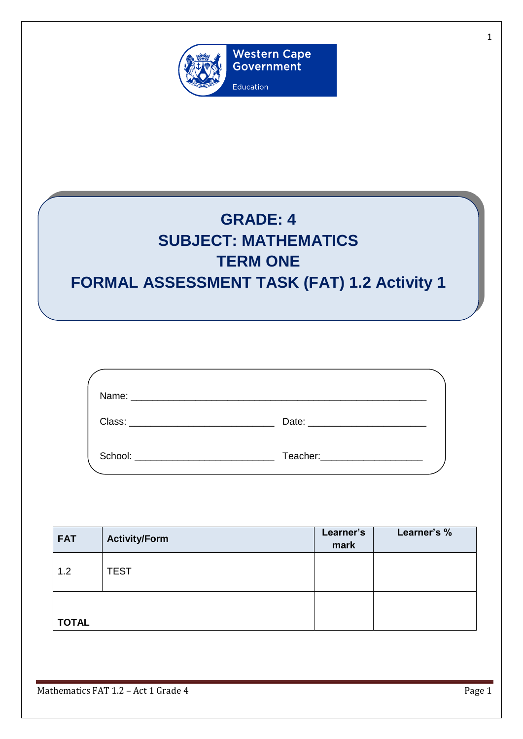Western Cape Government

Education

# GRADE: 4
# SUBJECT: MATHEMATICS
# TERM ONE
# FORMAL ASSESSMENT TASK (FAT) 1.2 Activity 1

Name: ___________________________________________________

Class: _________________________ Date: _____________________

School: ________________________ Teacher:__________________

| FAT | Activity/Form | Learner's mark | Learner's % |
|---|---|---|---|
| 1.2 | TEST | | |
| **TOTAL** | | | |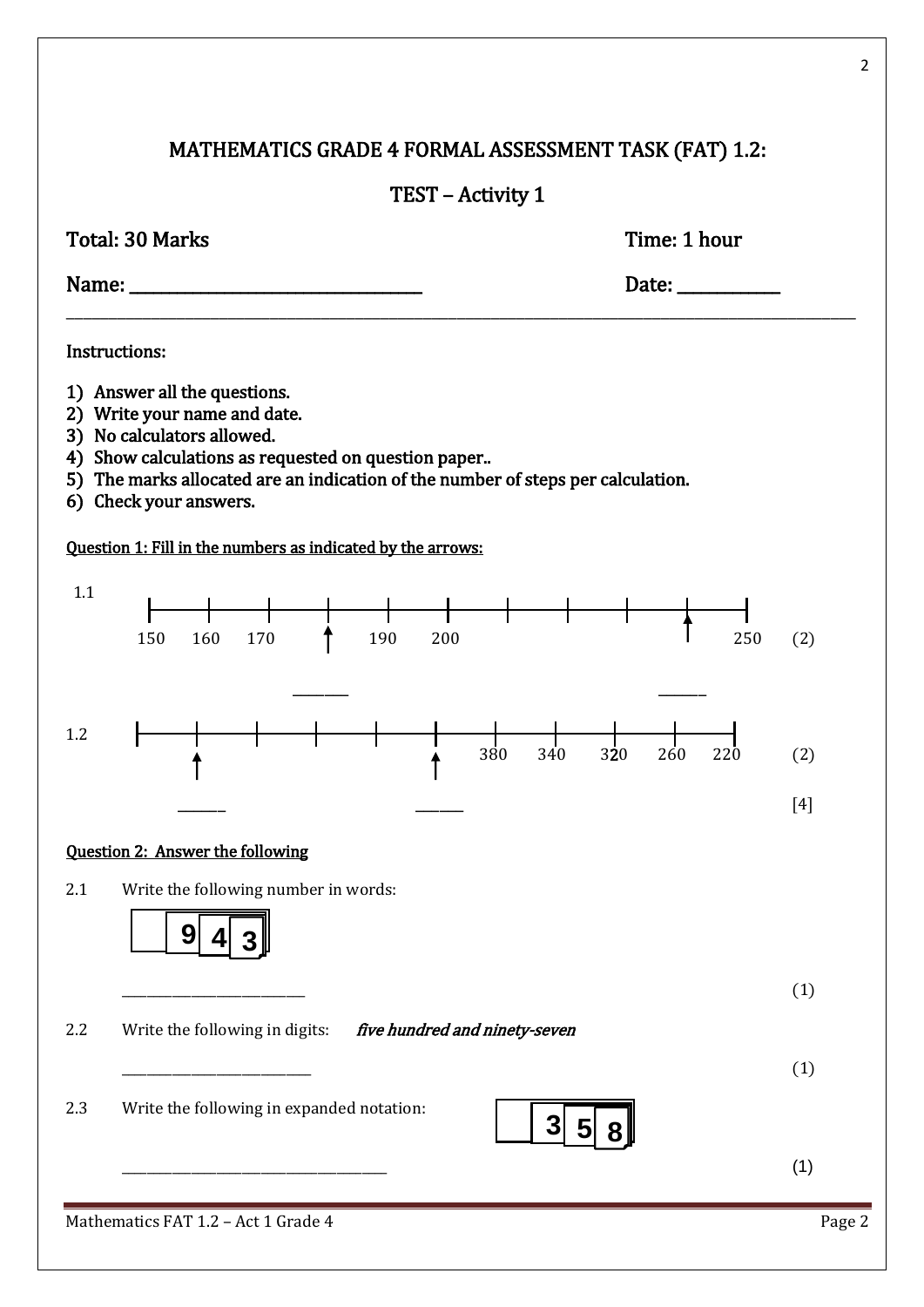# MATHEMATICS GRADE 4 FORMAL ASSESSMENT TASK (FAT) 1.2:

## TEST – Activity 1

**Total: 30 Marks** Time: 1 hour

Name: ______________________ Date: __________

---

**Instructions:**

1) Answer all the questions.
2) Write your name and date.
3) No calculators allowed.
4) Show calculations as requested on question paper..
5) The marks allocated are an indication of the number of steps per calculation.
6) Check your answers.

**Question 1: Fill in the numbers as indicated by the arrows:**

1.1

150 160 170 ↑ 190 200 ↑ 250 (2)

_______ _______

1.2

↑ ↑ 380 340 320 260 220 (2)

_______ _______

[4]

**Question 2: Answer the following**

2.1 Write the following number in words:

9 4 3

_______________________ (1)

2.2 Write the following in digits: *five hundred and ninety-seven*

_______________________ (1)

2.3 Write the following in expanded notation:

3 5 8

_______________________ (1)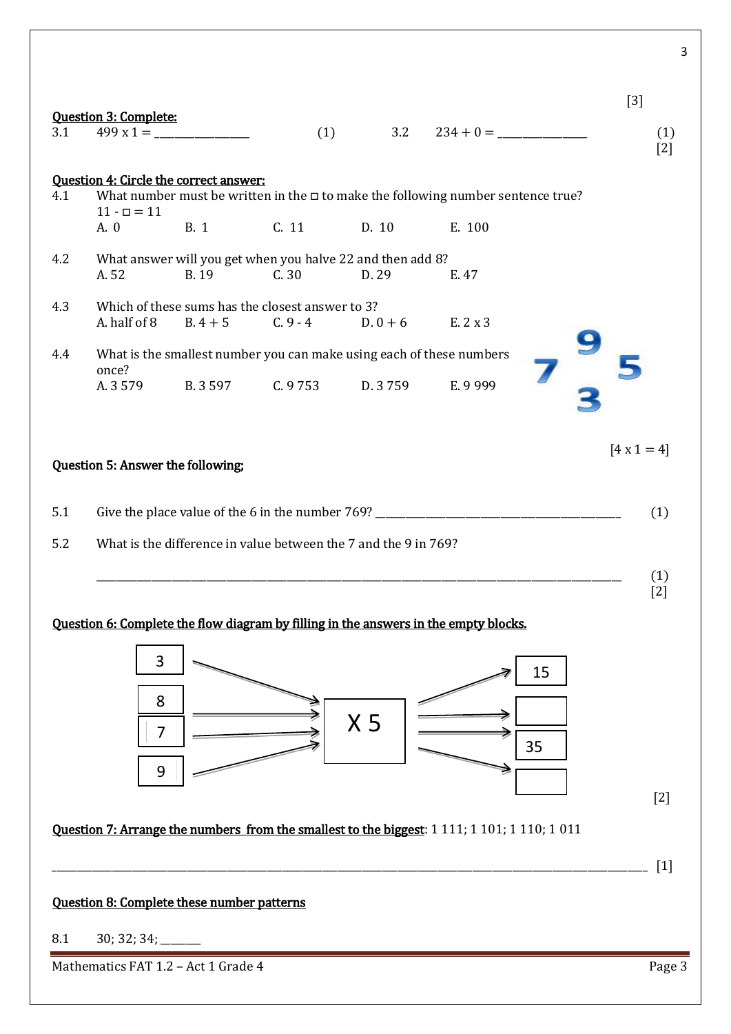[3]

**Question 3: Complete:**

3.1 $499 \times 1 =$ ________________ (1)

3.2 $234 + 0 =$ ________________ (1)

[2]

**Question 4: Circle the correct answer:**

4.1 What number must be written in the □ to make the following number sentence true?
11 - □ = 11

A. 0 B. 1 C. 11 D. 10 E. 100

4.2 What answer will you get when you halve 22 and then add 8?

A. 52 B. 19 C. 30 D. 29 E. 47

4.3 Which of these sums has the closest answer to 3?

A. half of 8 B. 4 + 5 C. 9 - 4 D. 0 + 6 E. 2 x 3

4.4 What is the smallest number you can make using each of these numbers once?

9 7 5 3

A. 3 579 B. 3 597 C. 9 753 D. 3 759 E. 9 999

[4 x 1 = 4]

**Question 5: Answer the following;**

5.1 Give the place value of the 6 in the number 769? ________________________________________ (1)

5.2 What is the difference in value between the 7 and the 9 in 769?

________________________________________________________________________________ (1)

[2]

**Question 6: Complete the flow diagram by filling in the answers in the empty blocks.**

| Input | | Output |
|---|---|---|
| 3 | X 5 | 15 |
| 8 | | |
| 7 | | 35 |
| 9 | | |

[2]

**Question 7: Arrange the numbers from the smallest to the biggest**: 1 111; 1 101; 1 110; 1 011

________________________________________________________________________________ [1]

**Question 8: Complete these number patterns**

8.1 30; 32; 34; ______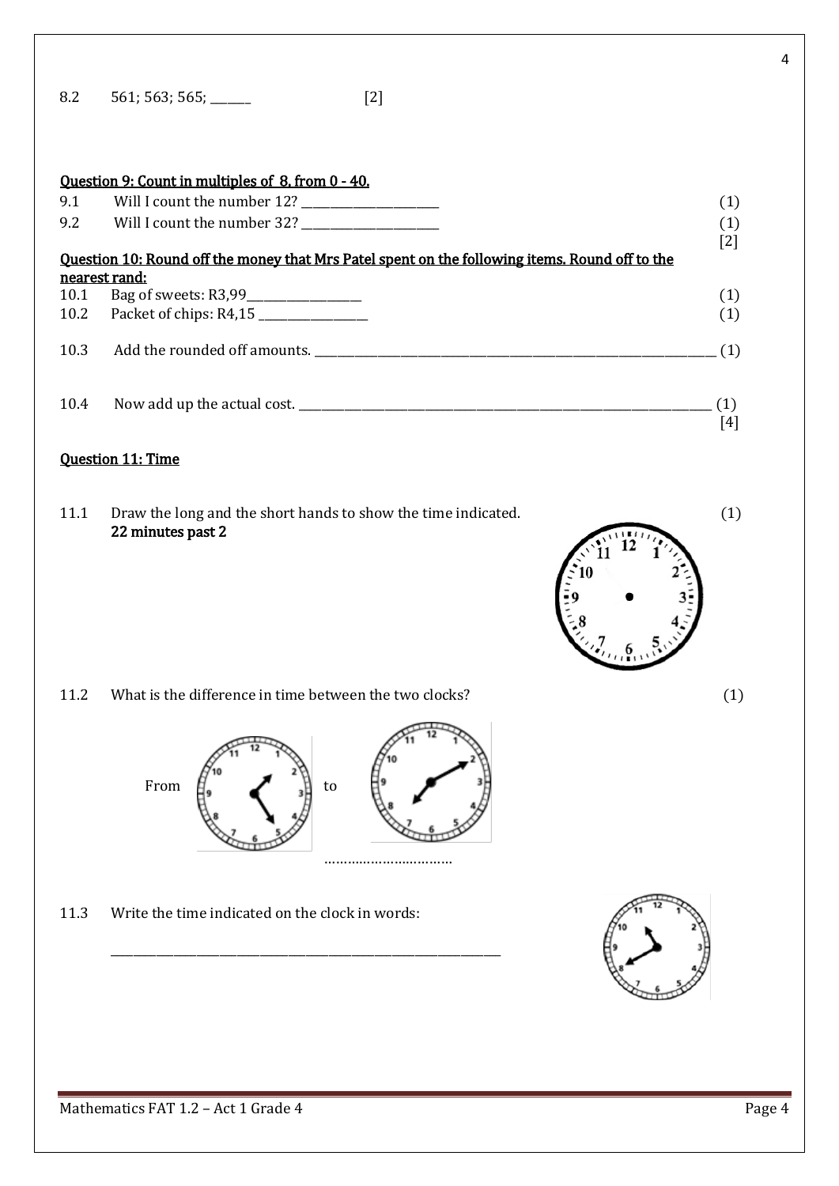8.2 561; 563; 565; ______ [2]

**Question 9: Count in multiples of 8, from 0 - 40.**

9.1 Will I count the number 12? ____________________ (1)

9.2 Will I count the number 32? ____________________ (1)

[2]

**Question 10: Round off the money that Mrs Patel spent on the following items. Round off to the nearest rand:**

10.1 Bag of sweets: R3,99________________ (1)

10.2 Packet of chips: R4,15 ________________ (1)

10.3 Add the rounded off amounts. ____________________________________________________________ (1)

10.4 Now add up the actual cost. ______________________________________________________________ (1)

[4]

**Question 11: Time**

11.1 Draw the long and the short hands to show the time indicated. (1)

**22 minutes past 2**

11.2 What is the difference in time between the two clocks? (1)

From to

……………………………

11.3 Write the time indicated on the clock in words:

_____________________________________________________________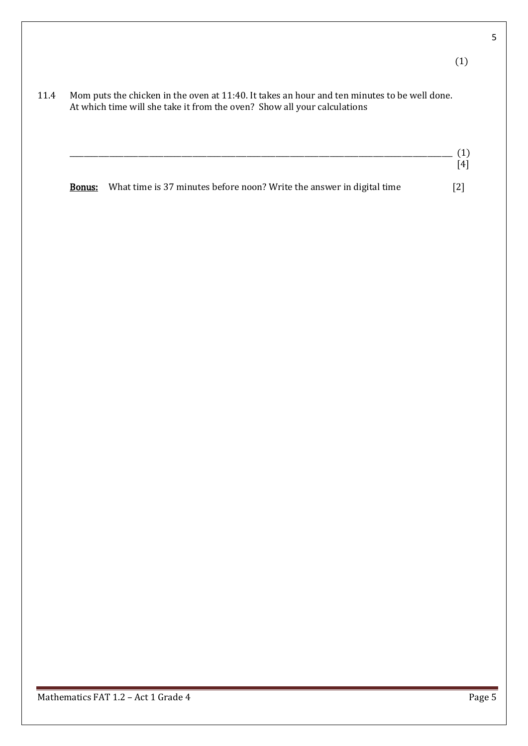(1)

11.4 Mom puts the chicken in the oven at 11:40. It takes an hour and ten minutes to be well done. At which time will she take it from the oven? Show all your calculations

_______________________________________________________________________________________ (1)

[4]

**Bonus:** What time is 37 minutes before noon? Write the answer in digital time [2]